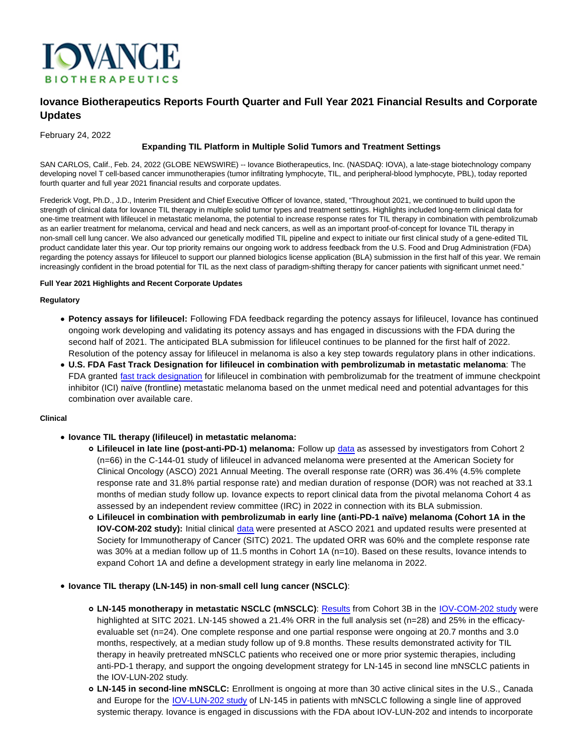# Iovance Biotherapeutics Reports Fourth Quarter and Full Year 2021 Financial Results and Corporate Updates

February 24, 2022

**Expanding TIL Platform in Multiple Solid Tumors and Treatment Settings**

SAN CARLOS, Calif., Feb. 24, 2022 (GLOBE NEWSWIRE) -- Iovance Biotherapeutics, Inc. (NASDAQ: IOVA), a late-stage biotechnology company developing novel T cell-based cancer immunotherapies (tumor infiltrating lymphocyte, TIL, and peripheral-blood lymphocyte, PBL), today reported fourth quarter and full year 2021 financial results and corporate updates.

Frederick Vogt, Ph.D., J.D., Interim President and Chief Executive Officer of Iovance, stated, "Throughout 2021, we continued to build upon the strength of clinical data for Iovance TIL therapy in multiple solid tumor types and treatment settings. Highlights included long-term clinical data for one-time treatment with lifileucel in metastatic melanoma, the potential to increase response rates for TIL therapy in combination with pembrolizumab as an earlier treatment for melanoma, cervical and head and neck cancers, as well as an important proof-of-concept for Iovance TIL therapy in non-small cell lung cancer. We also advanced our genetically modified TIL pipeline and expect to initiate our first clinical study of a gene-edited TIL product candidate later this year. Our top priority remains our ongoing work to address feedback from the U.S. Food and Drug Administration (FDA) regarding the potency assays for lifileucel to support our planned biologics license application (BLA) submission in the first half of this year. We remain increasingly confident in the broad potential for TIL as the next class of paradigm-shifting therapy for cancer patients with significant unmet need."

**Full Year 2021 Highlights and Recent Corporate Updates**

**Regulatory**

- **Potency assays for lifileucel:** Following FDA feedback regarding the potency assays for lifileucel, Iovance has continued ongoing work developing and validating its potency assays and has engaged in discussions with the FDA during the second half of 2021. The anticipated BLA submission for lifileucel continues to be planned for the first half of 2022. Resolution of the potency assay for lifileucel in melanoma is also a key step towards regulatory plans in other indications.
- **U.S. FDA Fast Track Designation for lifileucel in combination with pembrolizumab in metastatic melanoma**: The FDA granted fast track designation for lifileucel in combination with pembrolizumab for the treatment of immune checkpoint inhibitor (ICI) naïve (frontline) metastatic melanoma based on the unmet medical need and potential advantages for this combination over available care.

**Clinical**

- **Iovance TIL therapy (lifileucel) in metastatic melanoma:**
  - **Lifileucel in late line (post-anti-PD-1) melanoma:** Follow up data as assessed by investigators from Cohort 2 (n=66) in the C-144-01 study of lifileucel in advanced melanoma were presented at the American Society for Clinical Oncology (ASCO) 2021 Annual Meeting. The overall response rate (ORR) was 36.4% (4.5% complete response rate and 31.8% partial response rate) and median duration of response (DOR) was not reached at 33.1 months of median study follow up. Iovance expects to report clinical data from the pivotal melanoma Cohort 4 as assessed by an independent review committee (IRC) in 2022 in connection with its BLA submission.
  - **Lifileucel in combination with pembrolizumab in early line (anti-PD-1 naïve) melanoma (Cohort 1A in the IOV-COM-202 study):** Initial clinical data were presented at ASCO 2021 and updated results were presented at Society for Immunotherapy of Cancer (SITC) 2021. The updated ORR was 60% and the complete response rate was 30% at a median follow up of 11.5 months in Cohort 1A (n=10). Based on these results, Iovance intends to expand Cohort 1A and define a development strategy in early line melanoma in 2022.

- **Iovance TIL therapy (LN-145) in non-small cell lung cancer (NSCLC)**:
  - **LN-145 monotherapy in metastatic NSCLC (mNSCLC)**: Results from Cohort 3B in the IOV-COM-202 study were highlighted at SITC 2021. LN-145 showed a 21.4% ORR in the full analysis set (n=28) and 25% in the efficacy-evaluable set (n=24). One complete response and one partial response were ongoing at 20.7 months and 3.0 months, respectively, at a median study follow up of 9.8 months. These results demonstrated activity for TIL therapy in heavily pretreated mNSCLC patients who received one or more prior systemic therapies, including anti-PD-1 therapy, and support the ongoing development strategy for LN-145 in second line mNSCLC patients in the IOV-LUN-202 study.
  - **LN-145 in second-line mNSCLC:** Enrollment is ongoing at more than 30 active clinical sites in the U.S., Canada and Europe for the IOV-LUN-202 study of LN-145 in patients with mNSCLC following a single line of approved systemic therapy. Iovance is engaged in discussions with the FDA about IOV-LUN-202 and intends to incorporate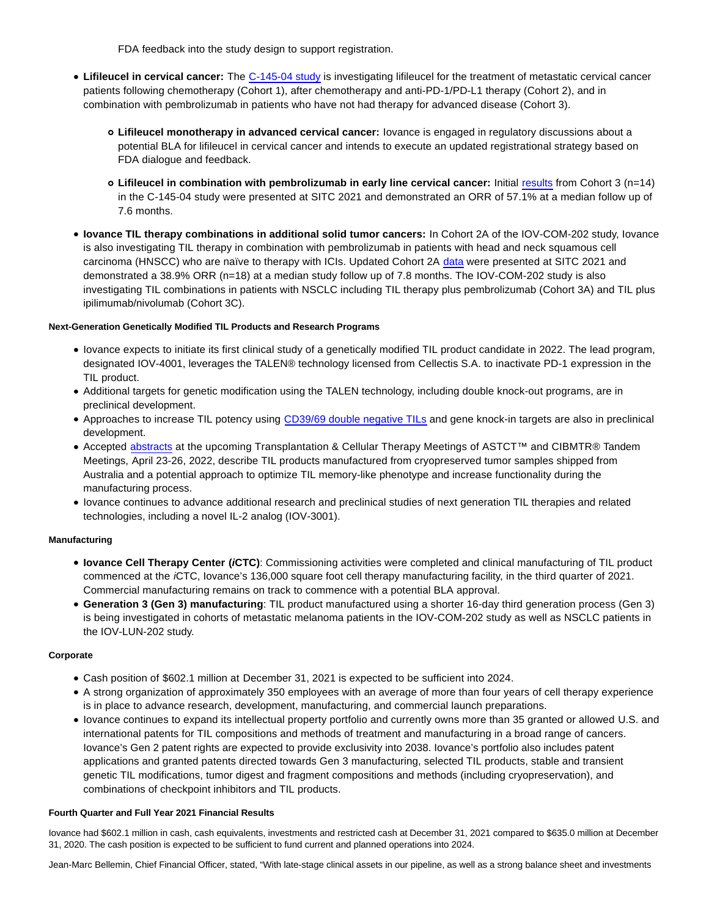FDA feedback into the study design to support registration.

- **Lifileucel in cervical cancer:** The C-145-04 study is investigating lifileucel for the treatment of metastatic cervical cancer patients following chemotherapy (Cohort 1), after chemotherapy and anti-PD-1/PD-L1 therapy (Cohort 2), and in combination with pembrolizumab in patients who have not had therapy for advanced disease (Cohort 3).
    - **Lifileucel monotherapy in advanced cervical cancer:** Iovance is engaged in regulatory discussions about a potential BLA for lifileucel in cervical cancer and intends to execute an updated registrational strategy based on FDA dialogue and feedback.
    - **Lifileucel in combination with pembrolizumab in early line cervical cancer:** Initial results from Cohort 3 (n=14) in the C-145-04 study were presented at SITC 2021 and demonstrated an ORR of 57.1% at a median follow up of 7.6 months.
- **Iovance TIL therapy combinations in additional solid tumor cancers:** In Cohort 2A of the IOV-COM-202 study, Iovance is also investigating TIL therapy in combination with pembrolizumab in patients with head and neck squamous cell carcinoma (HNSCC) who are naïve to therapy with ICIs. Updated Cohort 2A data were presented at SITC 2021 and demonstrated a 38.9% ORR (n=18) at a median study follow up of 7.8 months. The IOV-COM-202 study is also investigating TIL combinations in patients with NSCLC including TIL therapy plus pembrolizumab (Cohort 3A) and TIL plus ipilimumab/nivolumab (Cohort 3C).

#### Next-Generation Genetically Modified TIL Products and Research Programs

- Iovance expects to initiate its first clinical study of a genetically modified TIL product candidate in 2022. The lead program, designated IOV-4001, leverages the TALEN® technology licensed from Cellectis S.A. to inactivate PD-1 expression in the TIL product.
- Additional targets for genetic modification using the TALEN technology, including double knock-out programs, are in preclinical development.
- Approaches to increase TIL potency using CD39/69 double negative TILs and gene knock-in targets are also in preclinical development.
- Accepted abstracts at the upcoming Transplantation & Cellular Therapy Meetings of ASTCT™ and CIBMTR® Tandem Meetings, April 23-26, 2022, describe TIL products manufactured from cryopreserved tumor samples shipped from Australia and a potential approach to optimize TIL memory-like phenotype and increase functionality during the manufacturing process.
- Iovance continues to advance additional research and preclinical studies of next generation TIL therapies and related technologies, including a novel IL-2 analog (IOV-3001).

#### Manufacturing

- **Iovance Cell Therapy Center (*i*CTC)**: Commissioning activities were completed and clinical manufacturing of TIL product commenced at the *i*CTC, Iovance's 136,000 square foot cell therapy manufacturing facility, in the third quarter of 2021. Commercial manufacturing remains on track to commence with a potential BLA approval.
- **Generation 3 (Gen 3) manufacturing**: TIL product manufactured using a shorter 16-day third generation process (Gen 3) is being investigated in cohorts of metastatic melanoma patients in the IOV-COM-202 study as well as NSCLC patients in the IOV-LUN-202 study.

#### Corporate

- Cash position of $602.1 million at December 31, 2021 is expected to be sufficient into 2024.
- A strong organization of approximately 350 employees with an average of more than four years of cell therapy experience is in place to advance research, development, manufacturing, and commercial launch preparations.
- Iovance continues to expand its intellectual property portfolio and currently owns more than 35 granted or allowed U.S. and international patents for TIL compositions and methods of treatment and manufacturing in a broad range of cancers. Iovance's Gen 2 patent rights are expected to provide exclusivity into 2038. Iovance's portfolio also includes patent applications and granted patents directed towards Gen 3 manufacturing, selected TIL products, stable and transient genetic TIL modifications, tumor digest and fragment compositions and methods (including cryopreservation), and combinations of checkpoint inhibitors and TIL products.

#### Fourth Quarter and Full Year 2021 Financial Results

Iovance had $602.1 million in cash, cash equivalents, investments and restricted cash at December 31, 2021 compared to $635.0 million at December 31, 2020. The cash position is expected to be sufficient to fund current and planned operations into 2024.

Jean-Marc Bellemin, Chief Financial Officer, stated, "With late-stage clinical assets in our pipeline, as well as a strong balance sheet and investments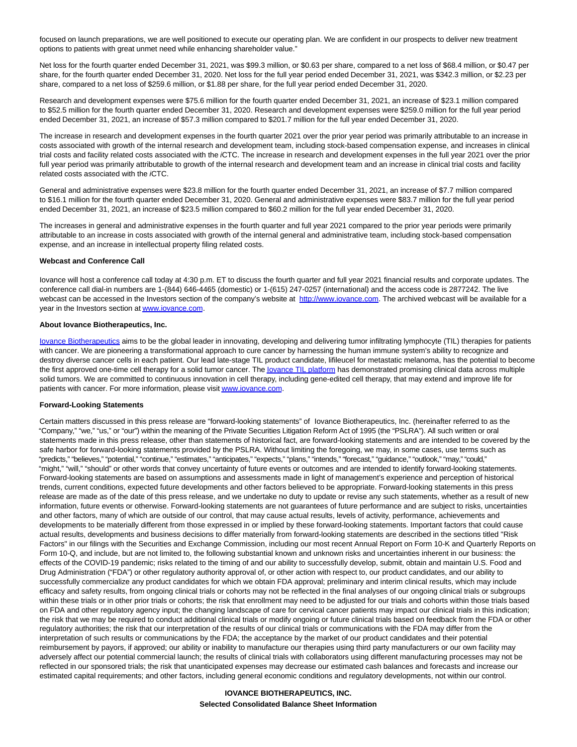focused on launch preparations, we are well positioned to execute our operating plan. We are confident in our prospects to deliver new treatment options to patients with great unmet need while enhancing shareholder value."

Net loss for the fourth quarter ended December 31, 2021, was $99.3 million, or $0.63 per share, compared to a net loss of $68.4 million, or $0.47 per share, for the fourth quarter ended December 31, 2020. Net loss for the full year period ended December 31, 2021, was $342.3 million, or $2.23 per share, compared to a net loss of $259.6 million, or $1.88 per share, for the full year period ended December 31, 2020.

Research and development expenses were $75.6 million for the fourth quarter ended December 31, 2021, an increase of $23.1 million compared to $52.5 million for the fourth quarter ended December 31, 2020. Research and development expenses were $259.0 million for the full year period ended December 31, 2021, an increase of $57.3 million compared to $201.7 million for the full year ended December 31, 2020.

The increase in research and development expenses in the fourth quarter 2021 over the prior year period was primarily attributable to an increase in costs associated with growth of the internal research and development team, including stock-based compensation expense, and increases in clinical trial costs and facility related costs associated with the *i*CTC. The increase in research and development expenses in the full year 2021 over the prior full year period was primarily attributable to growth of the internal research and development team and an increase in clinical trial costs and facility related costs associated with the *i*CTC.

General and administrative expenses were $23.8 million for the fourth quarter ended December 31, 2021, an increase of $7.7 million compared to $16.1 million for the fourth quarter ended December 31, 2020. General and administrative expenses were $83.7 million for the full year period ended December 31, 2021, an increase of $23.5 million compared to $60.2 million for the full year ended December 31, 2020.

The increases in general and administrative expenses in the fourth quarter and full year 2021 compared to the prior year periods were primarily attributable to an increase in costs associated with growth of the internal general and administrative team, including stock-based compensation expense, and an increase in intellectual property filing related costs.

**Webcast and Conference Call**

Iovance will host a conference call today at 4:30 p.m. ET to discuss the fourth quarter and full year 2021 financial results and corporate updates. The conference call dial-in numbers are 1-(844) 646-4465 (domestic) or 1-(615) 247-0257 (international) and the access code is 2877242. The live webcast can be accessed in the Investors section of the company's website at http://www.iovance.com. The archived webcast will be available for a year in the Investors section at www.iovance.com.

**About Iovance Biotherapeutics, Inc.**

Iovance Biotherapeutics aims to be the global leader in innovating, developing and delivering tumor infiltrating lymphocyte (TIL) therapies for patients with cancer. We are pioneering a transformational approach to cure cancer by harnessing the human immune system's ability to recognize and destroy diverse cancer cells in each patient. Our lead late-stage TIL product candidate, lifileucel for metastatic melanoma, has the potential to become the first approved one-time cell therapy for a solid tumor cancer. The Iovance TIL platform has demonstrated promising clinical data across multiple solid tumors. We are committed to continuous innovation in cell therapy, including gene-edited cell therapy, that may extend and improve life for patients with cancer. For more information, please visit www.iovance.com.

**Forward-Looking Statements**

Certain matters discussed in this press release are "forward-looking statements" of Iovance Biotherapeutics, Inc. (hereinafter referred to as the "Company," "we," "us," or "our") within the meaning of the Private Securities Litigation Reform Act of 1995 (the "PSLRA"). All such written or oral statements made in this press release, other than statements of historical fact, are forward-looking statements and are intended to be covered by the safe harbor for forward-looking statements provided by the PSLRA. Without limiting the foregoing, we may, in some cases, use terms such as "predicts," "believes," "potential," "continue," "estimates," "anticipates," "expects," "plans," "intends," "forecast," "guidance," "outlook," "may," "could," "might," "will," "should" or other words that convey uncertainty of future events or outcomes and are intended to identify forward-looking statements. Forward-looking statements are based on assumptions and assessments made in light of management's experience and perception of historical trends, current conditions, expected future developments and other factors believed to be appropriate. Forward-looking statements in this press release are made as of the date of this press release, and we undertake no duty to update or revise any such statements, whether as a result of new information, future events or otherwise. Forward-looking statements are not guarantees of future performance and are subject to risks, uncertainties and other factors, many of which are outside of our control, that may cause actual results, levels of activity, performance, achievements and developments to be materially different from those expressed in or implied by these forward-looking statements. Important factors that could cause actual results, developments and business decisions to differ materially from forward-looking statements are described in the sections titled "Risk Factors" in our filings with the Securities and Exchange Commission, including our most recent Annual Report on Form 10-K and Quarterly Reports on Form 10-Q, and include, but are not limited to, the following substantial known and unknown risks and uncertainties inherent in our business: the effects of the COVID-19 pandemic; risks related to the timing of and our ability to successfully develop, submit, obtain and maintain U.S. Food and Drug Administration ("FDA") or other regulatory authority approval of, or other action with respect to, our product candidates, and our ability to successfully commercialize any product candidates for which we obtain FDA approval; preliminary and interim clinical results, which may include efficacy and safety results, from ongoing clinical trials or cohorts may not be reflected in the final analyses of our ongoing clinical trials or subgroups within these trials or in other prior trials or cohorts; the risk that enrollment may need to be adjusted for our trials and cohorts within those trials based on FDA and other regulatory agency input; the changing landscape of care for cervical cancer patients may impact our clinical trials in this indication; the risk that we may be required to conduct additional clinical trials or modify ongoing or future clinical trials based on feedback from the FDA or other regulatory authorities; the risk that our interpretation of the results of our clinical trials or communications with the FDA may differ from the interpretation of such results or communications by the FDA; the acceptance by the market of our product candidates and their potential reimbursement by payors, if approved; our ability or inability to manufacture our therapies using third party manufacturers or our own facility may adversely affect our potential commercial launch; the results of clinical trials with collaborators using different manufacturing processes may not be reflected in our sponsored trials; the risk that unanticipated expenses may decrease our estimated cash balances and forecasts and increase our estimated capital requirements; and other factors, including general economic conditions and regulatory developments, not within our control.

**IOVANCE BIOTHERAPEUTICS, INC.**
**Selected Consolidated Balance Sheet Information**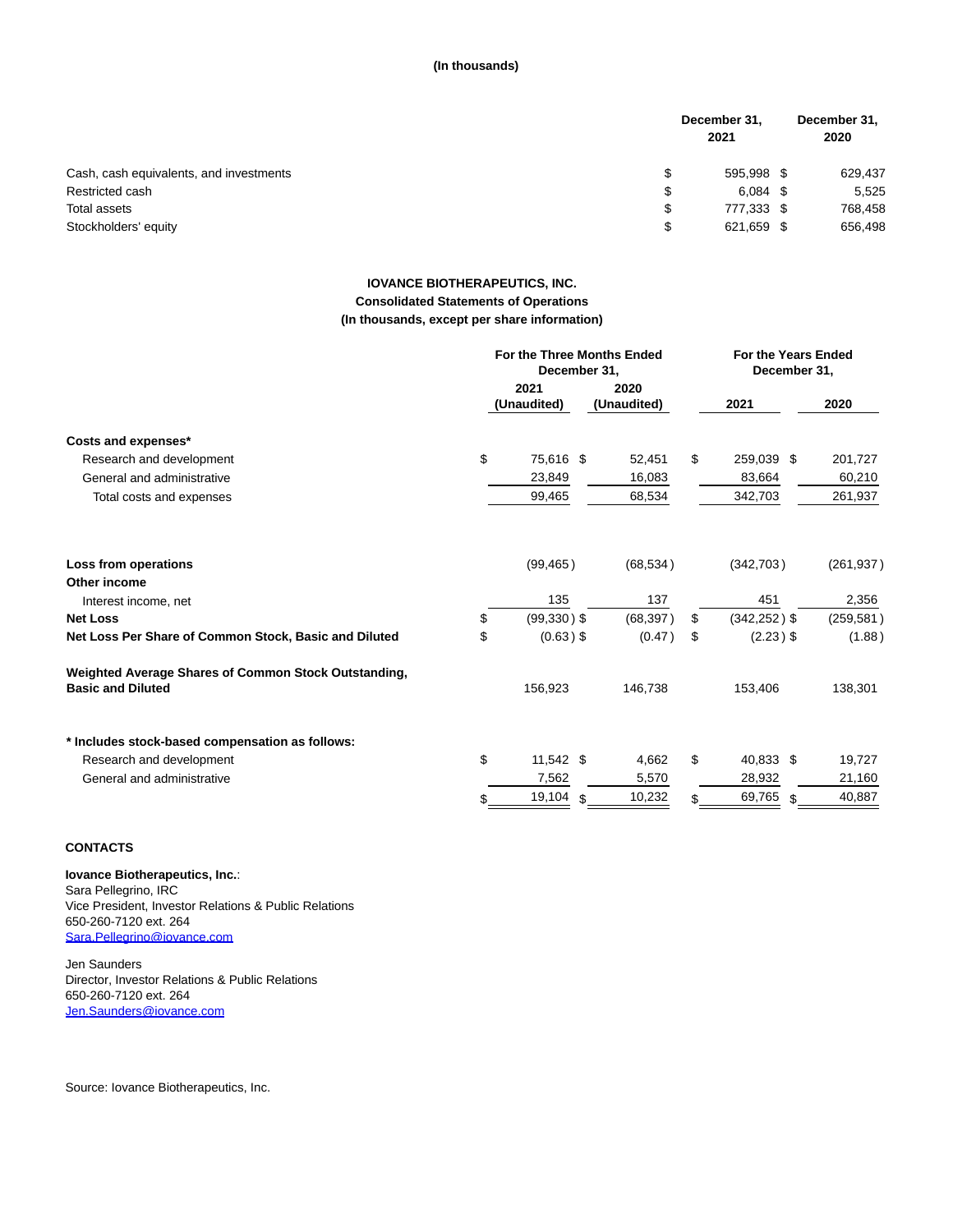**(In thousands)**

| | December 31, 2021 | December 31, 2020 |
|---|---|---|
| Cash, cash equivalents, and investments | $ 595,998 | $ 629,437 |
| Restricted cash | $ 6,084 | $ 5,525 |
| Total assets | $ 777,333 | $ 768,458 |
| Stockholders' equity | $ 621,659 | $ 656,498 |

**IOVANCE BIOTHERAPEUTICS, INC.**
**Consolidated Statements of Operations**
**(In thousands, except per share information)**

| | For the Three Months Ended December 31, | | For the Years Ended December 31, | |
|---|---|---|---|---|
| | 2021 (Unaudited) | 2020 (Unaudited) | 2021 | 2020 |
| **Costs and expenses*** | | | | |
| Research and development | $ 75,616 | $ 52,451 | $ 259,039 | $ 201,727 |
| General and administrative | 23,849 | 16,083 | 83,664 | 60,210 |
| Total costs and expenses | 99,465 | 68,534 | 342,703 | 261,937 |
| **Loss from operations** | (99,465) | (68,534) | (342,703) | (261,937) |
| **Other income** | | | | |
| Interest income, net | 135 | 137 | 451 | 2,356 |
| **Net Loss** | $ (99,330) | $ (68,397) | $ (342,252) | $ (259,581) |
| **Net Loss Per Share of Common Stock, Basic and Diluted** | $ (0.63) | $ (0.47) | $ (2.23) | $ (1.88) |
| **Weighted Average Shares of Common Stock Outstanding, Basic and Diluted** | 156,923 | 146,738 | 153,406 | 138,301 |
| **\* Includes stock-based compensation as follows:** | | | | |
| Research and development | $ 11,542 | $ 4,662 | $ 40,833 | $ 19,727 |
| General and administrative | 7,562 | 5,570 | 28,932 | 21,160 |
| | $ 19,104 | $ 10,232 | $ 69,765 | $ 40,887 |

**CONTACTS**

**Iovance Biotherapeutics, Inc.**:
Sara Pellegrino, IRC
Vice President, Investor Relations & Public Relations
650-260-7120 ext. 264
Sara.Pellegrino@iovance.com

Jen Saunders
Director, Investor Relations & Public Relations
650-260-7120 ext. 264
Jen.Saunders@iovance.com

Source: Iovance Biotherapeutics, Inc.